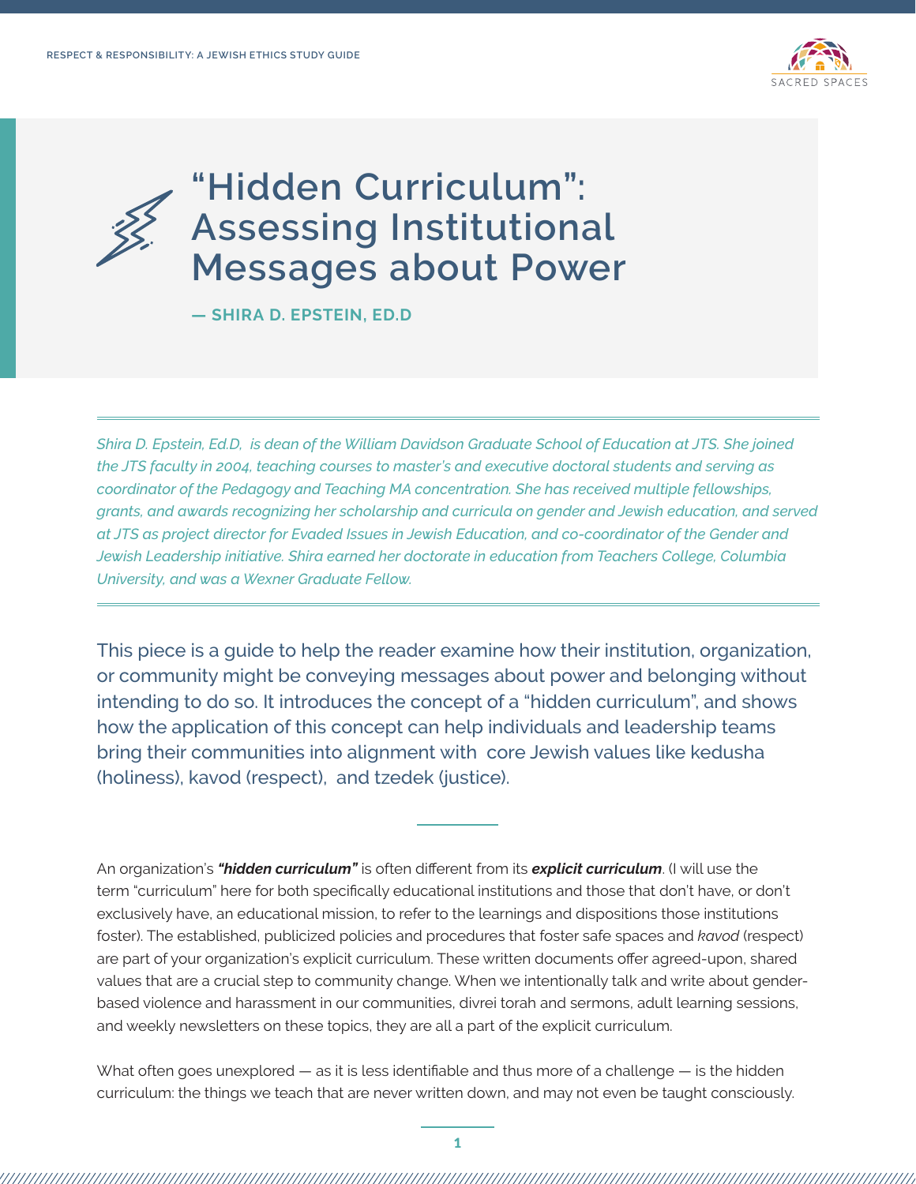# "Hidden Curriculum": Assessing Institutional Messages about Power

**— SHIRA D. EPSTEIN, ED.D**

*Shira D. Epstein, Ed.D, is dean of the William Davidson Graduate School of Education at JTS. She joined the JTS faculty in 2004, teaching courses to master's and executive doctoral students and serving as coordinator of the Pedagogy and Teaching MA concentration. She has received multiple fellowships, grants, and awards recognizing her scholarship and curricula on gender and Jewish education, and served at JTS as project director for Evaded Issues in Jewish Education, and co-coordinator of the Gender and Jewish Leadership initiative. Shira earned her doctorate in education from Teachers College, Columbia University, and was a Wexner Graduate Fellow.*

This piece is a guide to help the reader examine how their institution, organization, or community might be conveying messages about power and belonging without intending to do so. It introduces the concept of a "hidden curriculum", and shows how the application of this concept can help individuals and leadership teams bring their communities into alignment with core Jewish values like kedusha (holiness), kavod (respect), and tzedek (justice).

---

An organization's ***"hidden curriculum"*** is often different from its ***explicit curriculum***. (I will use the term "curriculum" here for both specifically educational institutions and those that don't have, or don't exclusively have, an educational mission, to refer to the learnings and dispositions those institutions foster). The established, publicized policies and procedures that foster safe spaces and *kavod* (respect) are part of your organization's explicit curriculum. These written documents offer agreed-upon, shared values that are a crucial step to community change. When we intentionally talk and write about gender-based violence and harassment in our communities, divrei torah and sermons, adult learning sessions, and weekly newsletters on these topics, they are all a part of the explicit curriculum.

What often goes unexplored — as it is less identifiable and thus more of a challenge — is the hidden curriculum: the things we teach that are never written down, and may not even be taught consciously.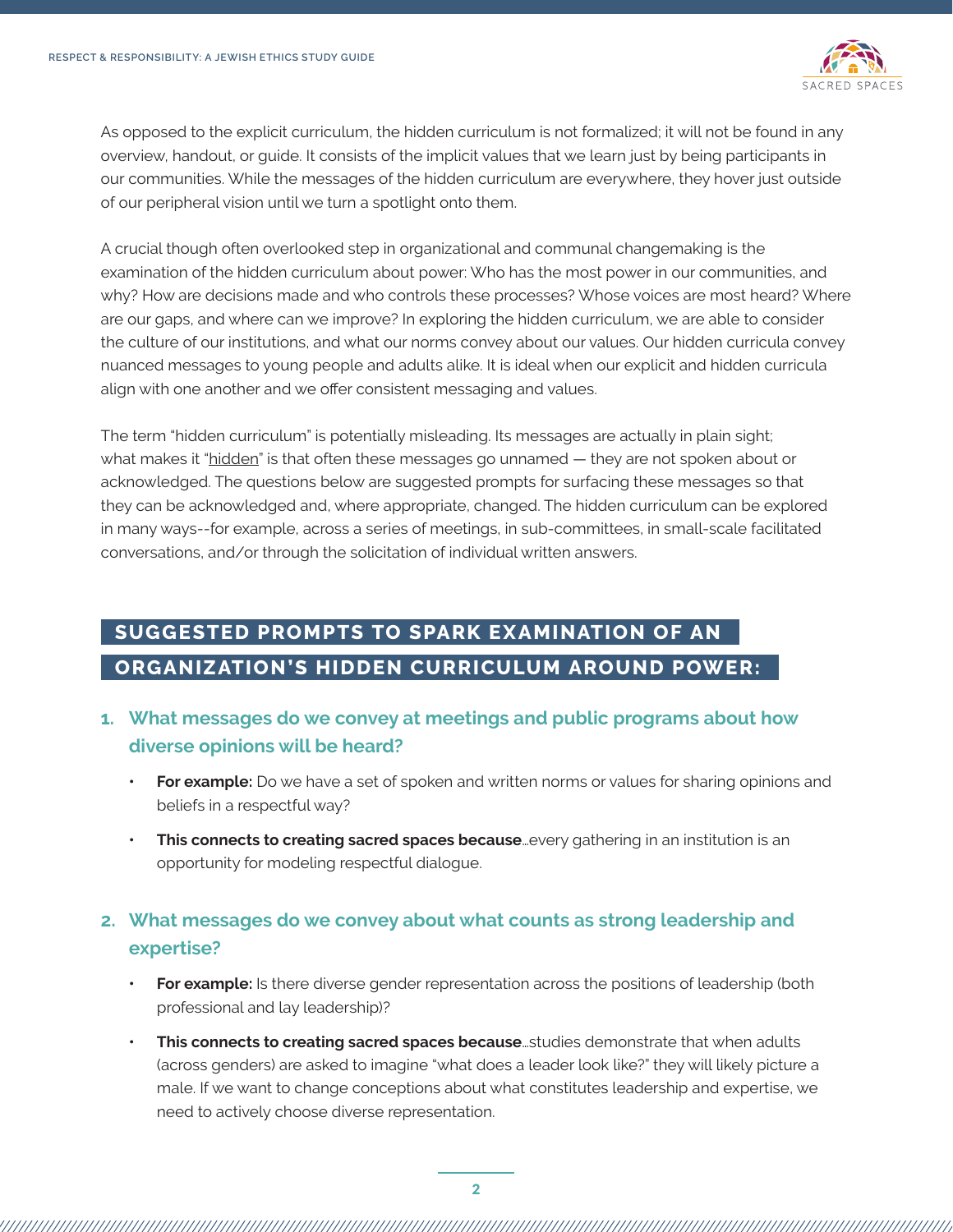As opposed to the explicit curriculum, the hidden curriculum is not formalized; it will not be found in any overview, handout, or guide. It consists of the implicit values that we learn just by being participants in our communities. While the messages of the hidden curriculum are everywhere, they hover just outside of our peripheral vision until we turn a spotlight onto them.

A crucial though often overlooked step in organizational and communal changemaking is the examination of the hidden curriculum about power: Who has the most power in our communities, and why? How are decisions made and who controls these processes? Whose voices are most heard? Where are our gaps, and where can we improve? In exploring the hidden curriculum, we are able to consider the culture of our institutions, and what our norms convey about our values. Our hidden curricula convey nuanced messages to young people and adults alike. It is ideal when our explicit and hidden curricula align with one another and we offer consistent messaging and values.

The term "hidden curriculum" is potentially misleading. Its messages are actually in plain sight; what makes it "hidden" is that often these messages go unnamed — they are not spoken about or acknowledged. The questions below are suggested prompts for surfacing these messages so that they can be acknowledged and, where appropriate, changed. The hidden curriculum can be explored in many ways--for example, across a series of meetings, in sub-committees, in small-scale facilitated conversations, and/or through the solicitation of individual written answers.

## SUGGESTED PROMPTS TO SPARK EXAMINATION OF AN ORGANIZATION'S HIDDEN CURRICULUM AROUND POWER:

### 1. What messages do we convey at meetings and public programs about how diverse opinions will be heard?

- **For example:** Do we have a set of spoken and written norms or values for sharing opinions and beliefs in a respectful way?
- **This connects to creating sacred spaces because**…every gathering in an institution is an opportunity for modeling respectful dialogue.

### 2. What messages do we convey about what counts as strong leadership and expertise?

- **For example:** Is there diverse gender representation across the positions of leadership (both professional and lay leadership)?
- **This connects to creating sacred spaces because**…studies demonstrate that when adults (across genders) are asked to imagine "what does a leader look like?" they will likely picture a male. If we want to change conceptions about what constitutes leadership and expertise, we need to actively choose diverse representation.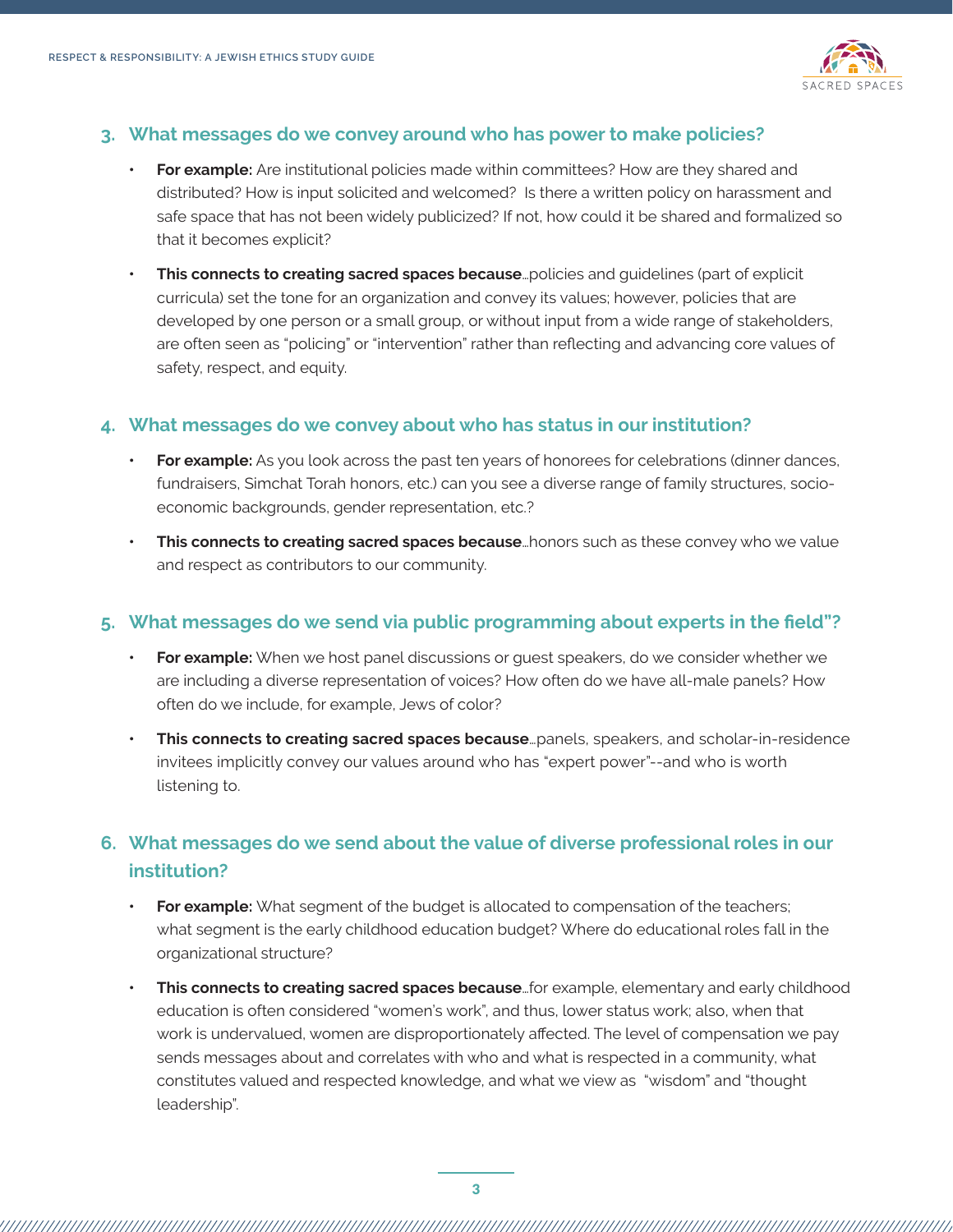3. **What messages do we convey around who has power to make policies?**

   - **For example:** Are institutional policies made within committees? How are they shared and distributed? How is input solicited and welcomed? Is there a written policy on harassment and safe space that has not been widely publicized? If not, how could it be shared and formalized so that it becomes explicit?
   - **This connects to creating sacred spaces because**...policies and guidelines (part of explicit curricula) set the tone for an organization and convey its values; however, policies that are developed by one person or a small group, or without input from a wide range of stakeholders, are often seen as "policing" or "intervention" rather than reflecting and advancing core values of safety, respect, and equity.

4. **What messages do we convey about who has status in our institution?**

   - **For example:** As you look across the past ten years of honorees for celebrations (dinner dances, fundraisers, Simchat Torah honors, etc.) can you see a diverse range of family structures, socio-economic backgrounds, gender representation, etc.?
   - **This connects to creating sacred spaces because**...honors such as these convey who we value and respect as contributors to our community.

5. **What messages do we send via public programming about experts in the field"?**

   - **For example:** When we host panel discussions or guest speakers, do we consider whether we are including a diverse representation of voices? How often do we have all-male panels? How often do we include, for example, Jews of color?
   - **This connects to creating sacred spaces because**...panels, speakers, and scholar-in-residence invitees implicitly convey our values around who has "expert power"--and who is worth listening to.

6. **What messages do we send about the value of diverse professional roles in our institution?**

   - **For example:** What segment of the budget is allocated to compensation of the teachers; what segment is the early childhood education budget? Where do educational roles fall in the organizational structure?
   - **This connects to creating sacred spaces because**...for example, elementary and early childhood education is often considered "women's work", and thus, lower status work; also, when that work is undervalued, women are disproportionately affected. The level of compensation we pay sends messages about and correlates with who and what is respected in a community, what constitutes valued and respected knowledge, and what we view as "wisdom" and "thought leadership".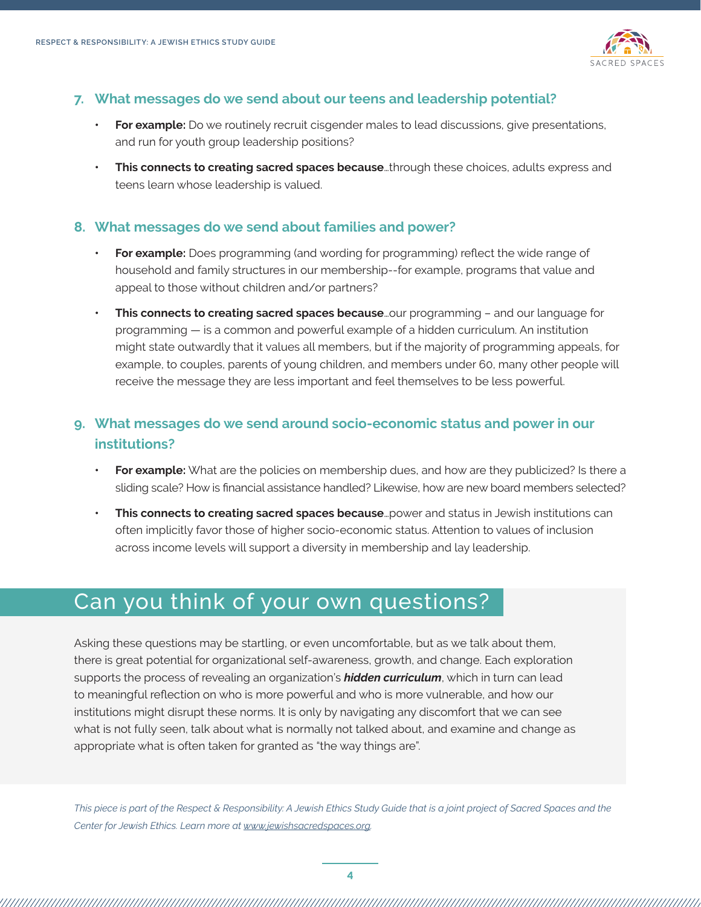7. **What messages do we send about our teens and leadership potential?**

    - **For example:** Do we routinely recruit cisgender males to lead discussions, give presentations, and run for youth group leadership positions?
    - **This connects to creating sacred spaces because**…through these choices, adults express and teens learn whose leadership is valued.

8. **What messages do we send about families and power?**

    - **For example:** Does programming (and wording for programming) reflect the wide range of household and family structures in our membership--for example, programs that value and appeal to those without children and/or partners?
    - **This connects to creating sacred spaces because**…our programming – and our language for programming — is a common and powerful example of a hidden curriculum. An institution might state outwardly that it values all members, but if the majority of programming appeals, for example, to couples, parents of young children, and members under 60, many other people will receive the message they are less important and feel themselves to be less powerful.

9. **What messages do we send around socio-economic status and power in our institutions?**

    - **For example:** What are the policies on membership dues, and how are they publicized? Is there a sliding scale? How is financial assistance handled? Likewise, how are new board members selected?
    - **This connects to creating sacred spaces because**…power and status in Jewish institutions can often implicitly favor those of higher socio-economic status. Attention to values of inclusion across income levels will support a diversity in membership and lay leadership.

## Can you think of your own questions?

Asking these questions may be startling, or even uncomfortable, but as we talk about them, there is great potential for organizational self-awareness, growth, and change. Each exploration supports the process of revealing an organization's ***hidden curriculum***, which in turn can lead to meaningful reflection on who is more powerful and who is more vulnerable, and how our institutions might disrupt these norms. It is only by navigating any discomfort that we can see what is not fully seen, talk about what is normally not talked about, and examine and change as appropriate what is often taken for granted as "the way things are".

*This piece is part of the Respect & Responsibility: A Jewish Ethics Study Guide that is a joint project of Sacred Spaces and the Center for Jewish Ethics. Learn more at www.jewishsacredspaces.org.*